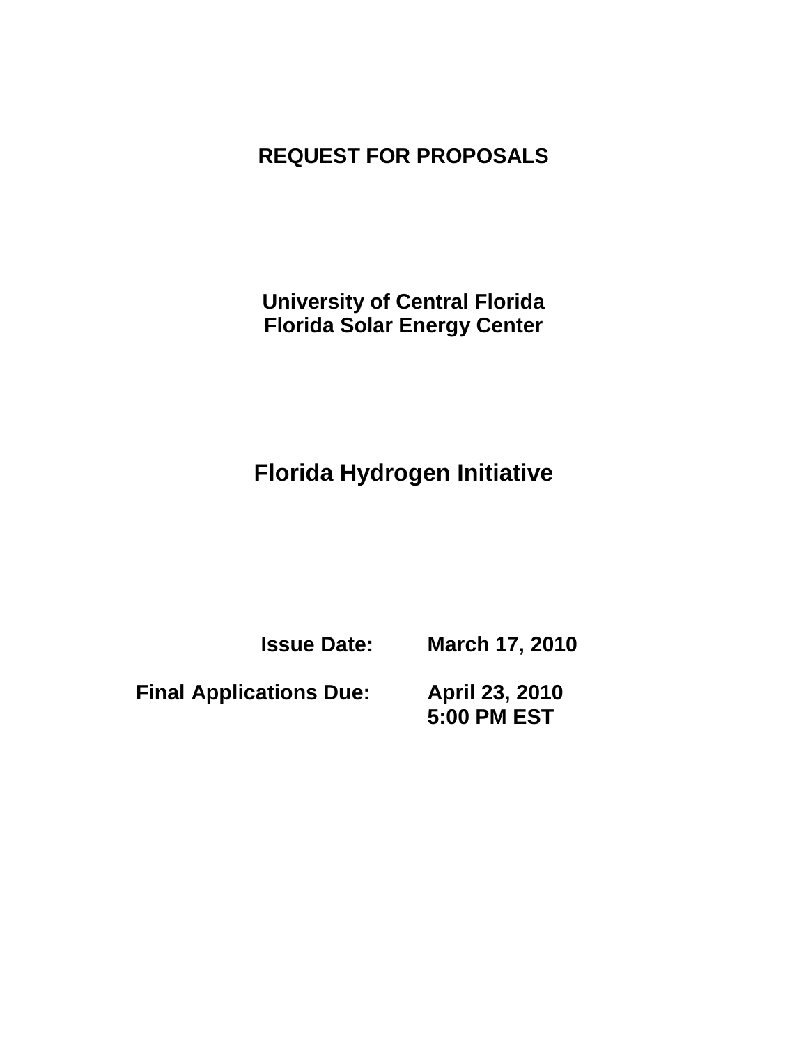# REQUEST FOR PROPOSALS

**University of Central Florida**
**Florida Solar Energy Center**

## Florida Hydrogen Initiative

**Issue Date:** March 17, 2010

**Final Applications Due:** April 23, 2010
5:00 PM EST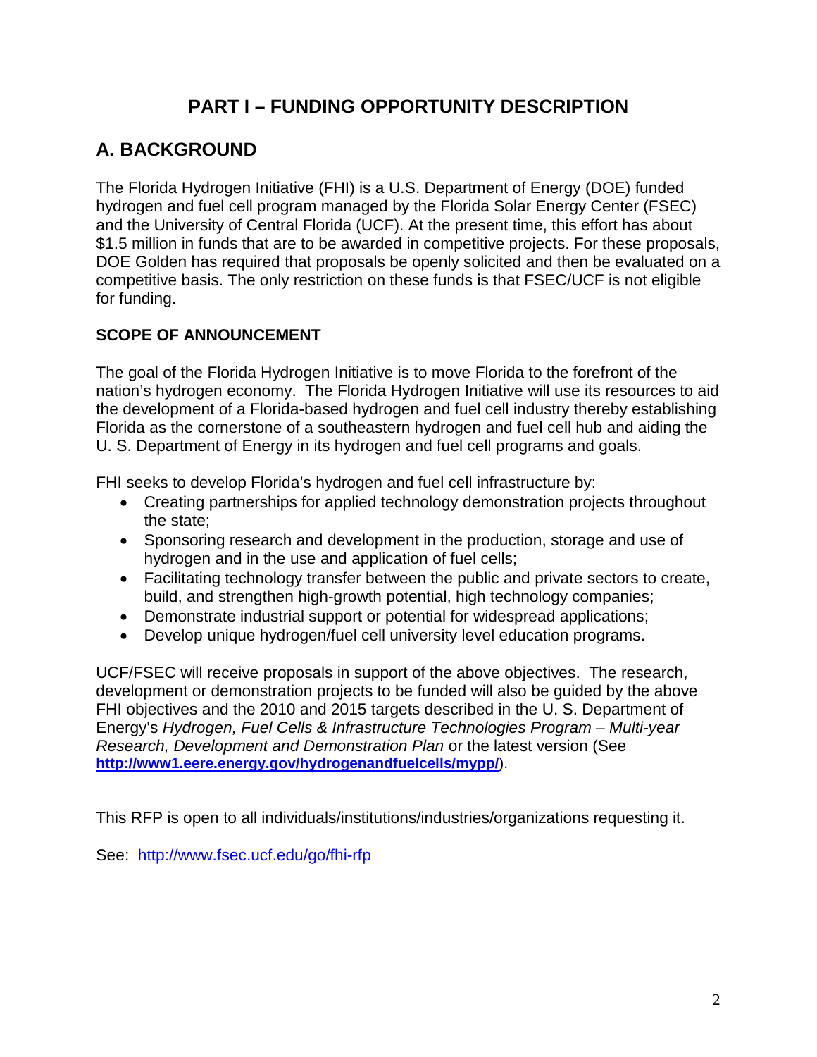# PART I – FUNDING OPPORTUNITY DESCRIPTION

## A. BACKGROUND

The Florida Hydrogen Initiative (FHI) is a U.S. Department of Energy (DOE) funded hydrogen and fuel cell program managed by the Florida Solar Energy Center (FSEC) and the University of Central Florida (UCF). At the present time, this effort has about $1.5 million in funds that are to be awarded in competitive projects. For these proposals, DOE Golden has required that proposals be openly solicited and then be evaluated on a competitive basis. The only restriction on these funds is that FSEC/UCF is not eligible for funding.

### SCOPE OF ANNOUNCEMENT

The goal of the Florida Hydrogen Initiative is to move Florida to the forefront of the nation's hydrogen economy. The Florida Hydrogen Initiative will use its resources to aid the development of a Florida-based hydrogen and fuel cell industry thereby establishing Florida as the cornerstone of a southeastern hydrogen and fuel cell hub and aiding the U. S. Department of Energy in its hydrogen and fuel cell programs and goals.

FHI seeks to develop Florida's hydrogen and fuel cell infrastructure by:

- Creating partnerships for applied technology demonstration projects throughout the state;
- Sponsoring research and development in the production, storage and use of hydrogen and in the use and application of fuel cells;
- Facilitating technology transfer between the public and private sectors to create, build, and strengthen high-growth potential, high technology companies;
- Demonstrate industrial support or potential for widespread applications;
- Develop unique hydrogen/fuel cell university level education programs.

UCF/FSEC will receive proposals in support of the above objectives. The research, development or demonstration projects to be funded will also be guided by the above FHI objectives and the 2010 and 2015 targets described in the U. S. Department of Energy's *Hydrogen, Fuel Cells & Infrastructure Technologies Program – Multi-year Research, Development and Demonstration Plan* or the latest version (See **http://www1.eere.energy.gov/hydrogenandfuelcells/mypp/**).

This RFP is open to all individuals/institutions/industries/organizations requesting it.

See: http://www.fsec.ucf.edu/go/fhi-rfp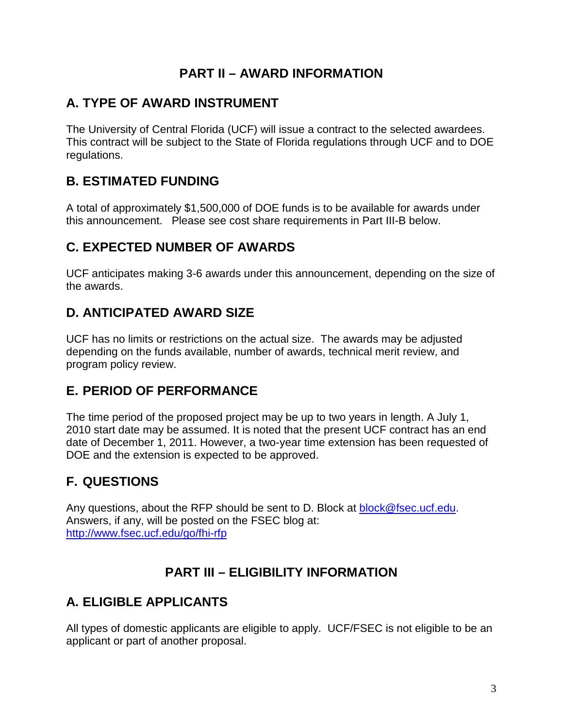# PART II – AWARD INFORMATION

## A. TYPE OF AWARD INSTRUMENT

The University of Central Florida (UCF) will issue a contract to the selected awardees. This contract will be subject to the State of Florida regulations through UCF and to DOE regulations.

## B. ESTIMATED FUNDING

A total of approximately $1,500,000 of DOE funds is to be available for awards under this announcement. Please see cost share requirements in Part III-B below.

## C. EXPECTED NUMBER OF AWARDS

UCF anticipates making 3-6 awards under this announcement, depending on the size of the awards.

## D. ANTICIPATED AWARD SIZE

UCF has no limits or restrictions on the actual size. The awards may be adjusted depending on the funds available, number of awards, technical merit review, and program policy review.

## E. PERIOD OF PERFORMANCE

The time period of the proposed project may be up to two years in length. A July 1, 2010 start date may be assumed. It is noted that the present UCF contract has an end date of December 1, 2011. However, a two-year time extension has been requested of DOE and the extension is expected to be approved.

## F. QUESTIONS

Any questions, about the RFP should be sent to D. Block at [block@fsec.ucf.edu](mailto:block@fsec.ucf.edu). Answers, if any, will be posted on the FSEC blog at: [http://www.fsec.ucf.edu/go/fhi-rfp](http://www.fsec.ucf.edu/go/fhi-rfp)

# PART III – ELIGIBILITY INFORMATION

## A. ELIGIBLE APPLICANTS

All types of domestic applicants are eligible to apply. UCF/FSEC is not eligible to be an applicant or part of another proposal.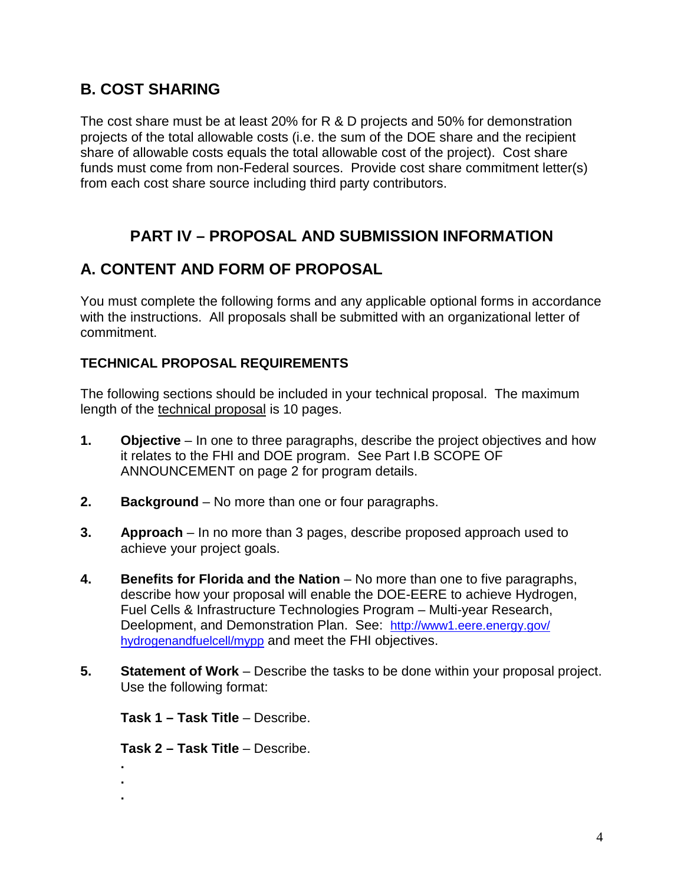## B. COST SHARING

The cost share must be at least 20% for R & D projects and 50% for demonstration projects of the total allowable costs (i.e. the sum of the DOE share and the recipient share of allowable costs equals the total allowable cost of the project). Cost share funds must come from non-Federal sources. Provide cost share commitment letter(s) from each cost share source including third party contributors.

# PART IV – PROPOSAL AND SUBMISSION INFORMATION

## A. CONTENT AND FORM OF PROPOSAL

You must complete the following forms and any applicable optional forms in accordance with the instructions. All proposals shall be submitted with an organizational letter of commitment.

### TECHNICAL PROPOSAL REQUIREMENTS

The following sections should be included in your technical proposal. The maximum length of the technical proposal is 10 pages.

1. **Objective** – In one to three paragraphs, describe the project objectives and how it relates to the FHI and DOE program. See Part I.B SCOPE OF ANNOUNCEMENT on page 2 for program details.

2. **Background** – No more than one or four paragraphs.

3. **Approach** – In no more than 3 pages, describe proposed approach used to achieve your project goals.

4. **Benefits for Florida and the Nation** – No more than one to five paragraphs, describe how your proposal will enable the DOE-EERE to achieve Hydrogen, Fuel Cells & Infrastructure Technologies Program – Multi-year Research, Deelopment, and Demonstration Plan. See: http://www1.eere.energy.gov/hydrogenandfuelcell/mypp and meet the FHI objectives.

5. **Statement of Work** – Describe the tasks to be done within your proposal project. Use the following format:

   **Task 1 – Task Title** – Describe.

   **Task 2 – Task Title** – Describe.

   .
   .
   .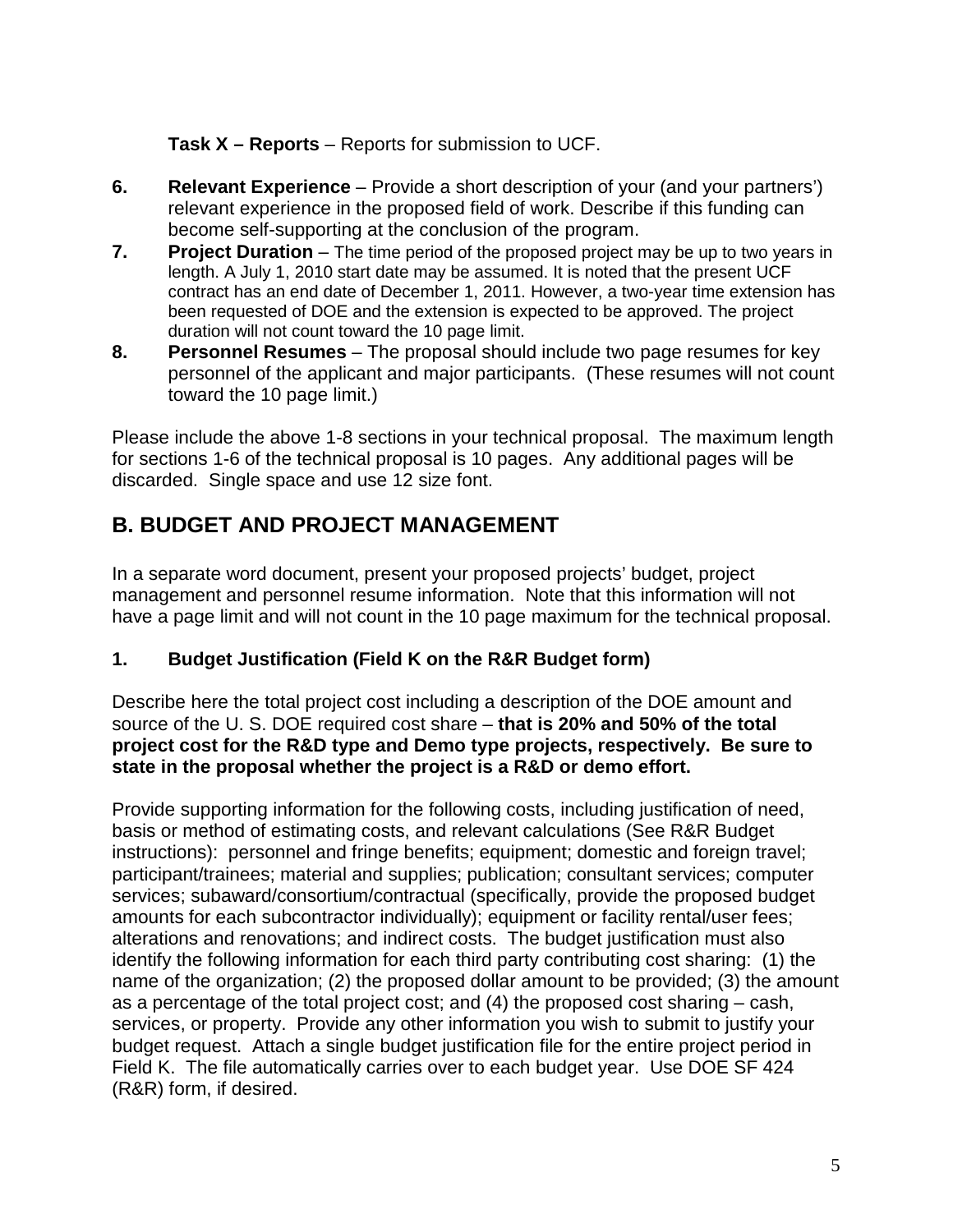**Task X – Reports** – Reports for submission to UCF.

6. **Relevant Experience** – Provide a short description of your (and your partners') relevant experience in the proposed field of work. Describe if this funding can become self-supporting at the conclusion of the program.
7. **Project Duration** – The time period of the proposed project may be up to two years in length. A July 1, 2010 start date may be assumed. It is noted that the present UCF contract has an end date of December 1, 2011. However, a two-year time extension has been requested of DOE and the extension is expected to be approved. The project duration will not count toward the 10 page limit.
8. **Personnel Resumes** – The proposal should include two page resumes for key personnel of the applicant and major participants. (These resumes will not count toward the 10 page limit.)

Please include the above 1-8 sections in your technical proposal. The maximum length for sections 1-6 of the technical proposal is 10 pages. Any additional pages will be discarded. Single space and use 12 size font.

## B. BUDGET AND PROJECT MANAGEMENT

In a separate word document, present your proposed projects' budget, project management and personnel resume information. Note that this information will not have a page limit and will not count in the 10 page maximum for the technical proposal.

### 1. Budget Justification (Field K on the R&R Budget form)

Describe here the total project cost including a description of the DOE amount and source of the U. S. DOE required cost share – **that is 20% and 50% of the total project cost for the R&D type and Demo type projects, respectively. Be sure to state in the proposal whether the project is a R&D or demo effort.**

Provide supporting information for the following costs, including justification of need, basis or method of estimating costs, and relevant calculations (See R&R Budget instructions): personnel and fringe benefits; equipment; domestic and foreign travel; participant/trainees; material and supplies; publication; consultant services; computer services; subaward/consortium/contractual (specifically, provide the proposed budget amounts for each subcontractor individually); equipment or facility rental/user fees; alterations and renovations; and indirect costs. The budget justification must also identify the following information for each third party contributing cost sharing: (1) the name of the organization; (2) the proposed dollar amount to be provided; (3) the amount as a percentage of the total project cost; and (4) the proposed cost sharing – cash, services, or property. Provide any other information you wish to submit to justify your budget request. Attach a single budget justification file for the entire project period in Field K. The file automatically carries over to each budget year. Use DOE SF 424 (R&R) form, if desired.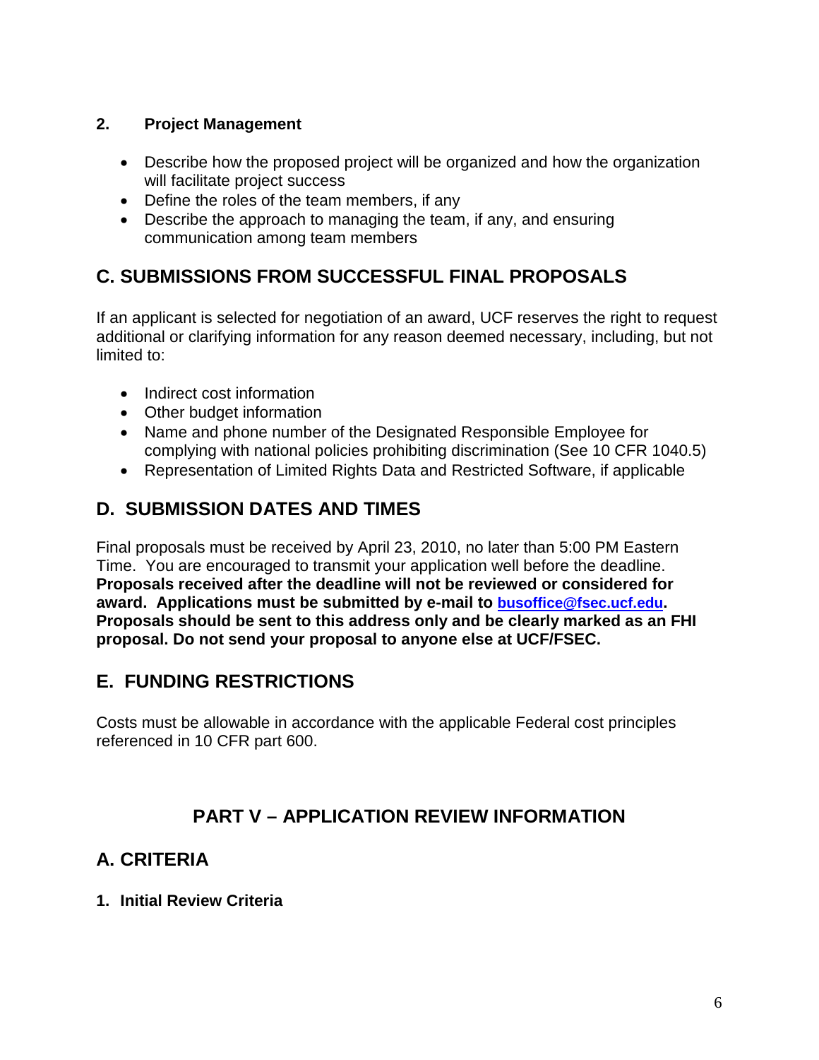### 2. Project Management

- Describe how the proposed project will be organized and how the organization will facilitate project success
- Define the roles of the team members, if any
- Describe the approach to managing the team, if any, and ensuring communication among team members

## C. SUBMISSIONS FROM SUCCESSFUL FINAL PROPOSALS

If an applicant is selected for negotiation of an award, UCF reserves the right to request additional or clarifying information for any reason deemed necessary, including, but not limited to:

- Indirect cost information
- Other budget information
- Name and phone number of the Designated Responsible Employee for complying with national policies prohibiting discrimination (See 10 CFR 1040.5)
- Representation of Limited Rights Data and Restricted Software, if applicable

## D. SUBMISSION DATES AND TIMES

Final proposals must be received by April 23, 2010, no later than 5:00 PM Eastern Time. You are encouraged to transmit your application well before the deadline. **Proposals received after the deadline will not be reviewed or considered for award. Applications must be submitted by e-mail to busoffice@fsec.ucf.edu. Proposals should be sent to this address only and be clearly marked as an FHI proposal. Do not send your proposal to anyone else at UCF/FSEC.**

## E. FUNDING RESTRICTIONS

Costs must be allowable in accordance with the applicable Federal cost principles referenced in 10 CFR part 600.

# PART V – APPLICATION REVIEW INFORMATION

## A. CRITERIA

### 1. Initial Review Criteria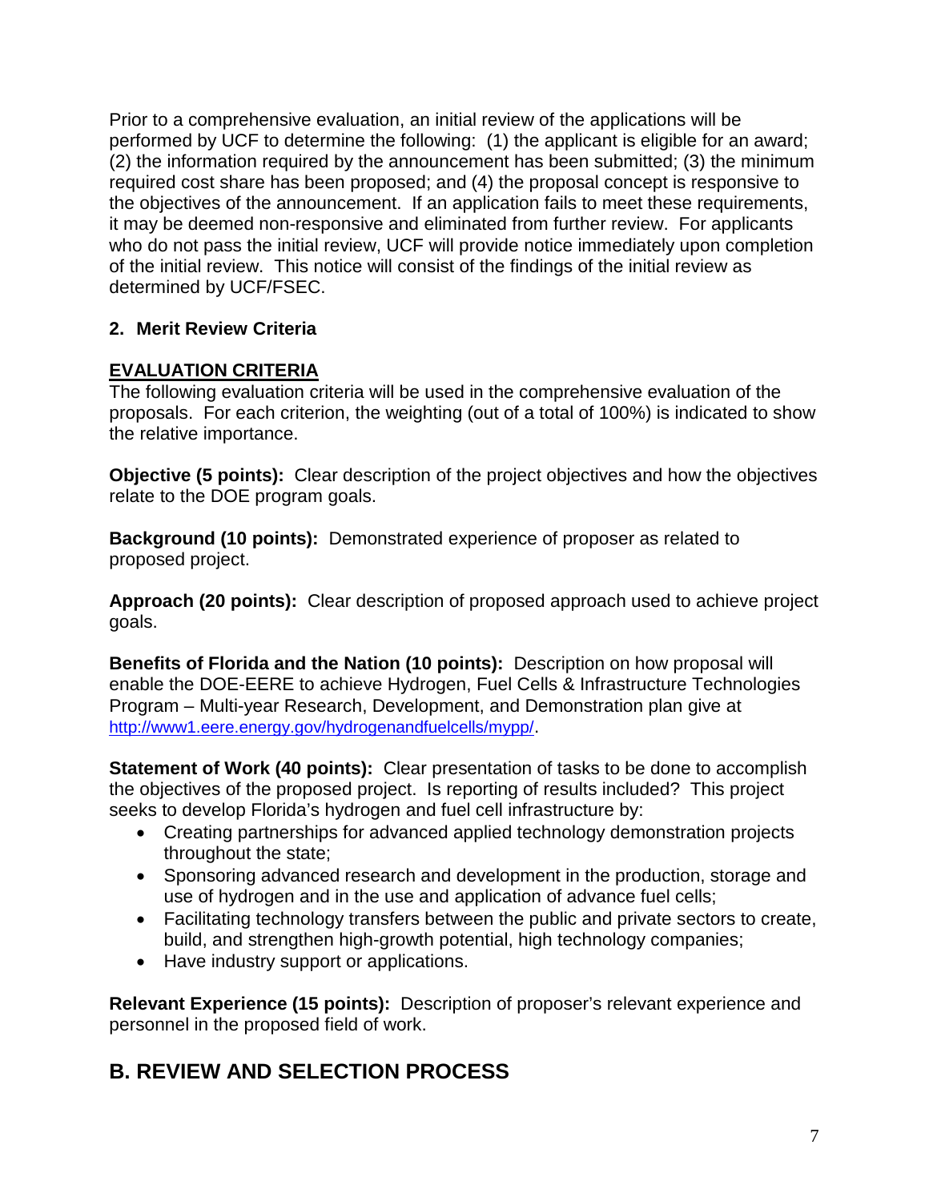Prior to a comprehensive evaluation, an initial review of the applications will be performed by UCF to determine the following: (1) the applicant is eligible for an award; (2) the information required by the announcement has been submitted; (3) the minimum required cost share has been proposed; and (4) the proposal concept is responsive to the objectives of the announcement. If an application fails to meet these requirements, it may be deemed non-responsive and eliminated from further review. For applicants who do not pass the initial review, UCF will provide notice immediately upon completion of the initial review. This notice will consist of the findings of the initial review as determined by UCF/FSEC.

### 2. Merit Review Criteria

**EVALUATION CRITERIA**

The following evaluation criteria will be used in the comprehensive evaluation of the proposals. For each criterion, the weighting (out of a total of 100%) is indicated to show the relative importance.

**Objective (5 points):** Clear description of the project objectives and how the objectives relate to the DOE program goals.

**Background (10 points):** Demonstrated experience of proposer as related to proposed project.

**Approach (20 points):** Clear description of proposed approach used to achieve project goals.

**Benefits of Florida and the Nation (10 points):** Description on how proposal will enable the DOE-EERE to achieve Hydrogen, Fuel Cells & Infrastructure Technologies Program – Multi-year Research, Development, and Demonstration plan give at http://www1.eere.energy.gov/hydrogenandfuelcells/mypp/.

**Statement of Work (40 points):** Clear presentation of tasks to be done to accomplish the objectives of the proposed project. Is reporting of results included? This project seeks to develop Florida's hydrogen and fuel cell infrastructure by:

- Creating partnerships for advanced applied technology demonstration projects throughout the state;
- Sponsoring advanced research and development in the production, storage and use of hydrogen and in the use and application of advance fuel cells;
- Facilitating technology transfers between the public and private sectors to create, build, and strengthen high-growth potential, high technology companies;
- Have industry support or applications.

**Relevant Experience (15 points):** Description of proposer's relevant experience and personnel in the proposed field of work.

## B. REVIEW AND SELECTION PROCESS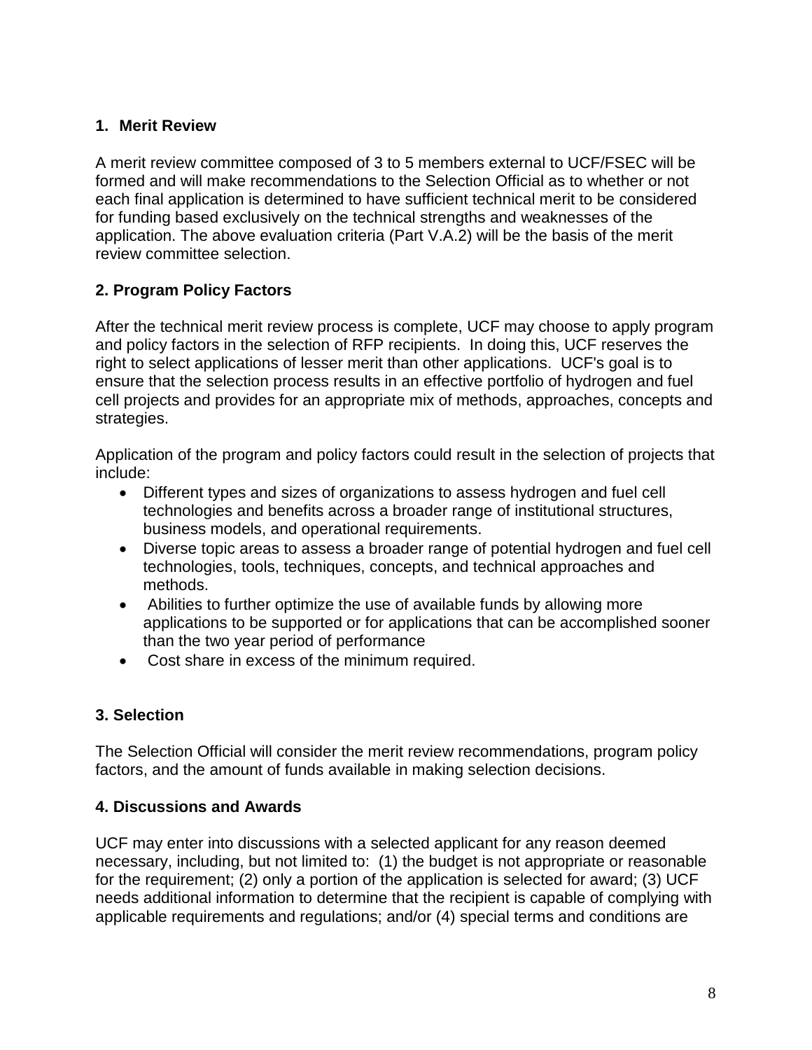### 1. Merit Review

A merit review committee composed of 3 to 5 members external to UCF/FSEC will be formed and will make recommendations to the Selection Official as to whether or not each final application is determined to have sufficient technical merit to be considered for funding based exclusively on the technical strengths and weaknesses of the application. The above evaluation criteria (Part V.A.2) will be the basis of the merit review committee selection.

### 2. Program Policy Factors

After the technical merit review process is complete, UCF may choose to apply program and policy factors in the selection of RFP recipients. In doing this, UCF reserves the right to select applications of lesser merit than other applications. UCF's goal is to ensure that the selection process results in an effective portfolio of hydrogen and fuel cell projects and provides for an appropriate mix of methods, approaches, concepts and strategies.

Application of the program and policy factors could result in the selection of projects that include:

- Different types and sizes of organizations to assess hydrogen and fuel cell technologies and benefits across a broader range of institutional structures, business models, and operational requirements.
- Diverse topic areas to assess a broader range of potential hydrogen and fuel cell technologies, tools, techniques, concepts, and technical approaches and methods.
- Abilities to further optimize the use of available funds by allowing more applications to be supported or for applications that can be accomplished sooner than the two year period of performance
- Cost share in excess of the minimum required.

### 3. Selection

The Selection Official will consider the merit review recommendations, program policy factors, and the amount of funds available in making selection decisions.

### 4. Discussions and Awards

UCF may enter into discussions with a selected applicant for any reason deemed necessary, including, but not limited to: (1) the budget is not appropriate or reasonable for the requirement; (2) only a portion of the application is selected for award; (3) UCF needs additional information to determine that the recipient is capable of complying with applicable requirements and regulations; and/or (4) special terms and conditions are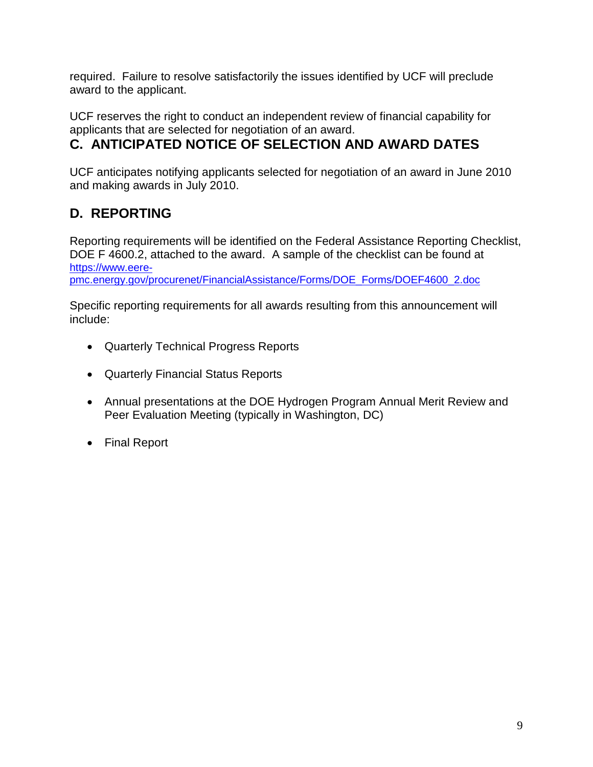required. Failure to resolve satisfactorily the issues identified by UCF will preclude award to the applicant.

UCF reserves the right to conduct an independent review of financial capability for applicants that are selected for negotiation of an award.

## C. ANTICIPATED NOTICE OF SELECTION AND AWARD DATES

UCF anticipates notifying applicants selected for negotiation of an award in June 2010 and making awards in July 2010.

## D. REPORTING

Reporting requirements will be identified on the Federal Assistance Reporting Checklist, DOE F 4600.2, attached to the award. A sample of the checklist can be found at https://www.eere-pmc.energy.gov/procurenet/FinancialAssistance/Forms/DOE_Forms/DOEF4600_2.doc

Specific reporting requirements for all awards resulting from this announcement will include:

- Quarterly Technical Progress Reports
- Quarterly Financial Status Reports
- Annual presentations at the DOE Hydrogen Program Annual Merit Review and Peer Evaluation Meeting (typically in Washington, DC)
- Final Report